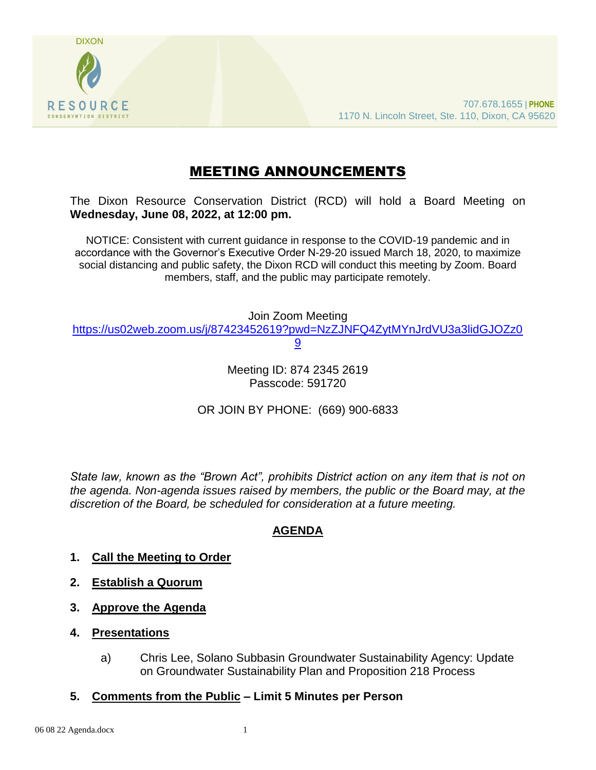DIXON

RESOURCE

CONSERVATION DISTRICT

707.678.1655 | **PHONE**
1170 N. Lincoln Street, Ste. 110, Dixon, CA 95620

# MEETING ANNOUNCEMENTS

The Dixon Resource Conservation District (RCD) will hold a Board Meeting on **Wednesday, June 08, 2022, at 12:00 pm.**

NOTICE: Consistent with current guidance in response to the COVID-19 pandemic and in accordance with the Governor's Executive Order N-29-20 issued March 18, 2020, to maximize social distancing and public safety, the Dixon RCD will conduct this meeting by Zoom. Board members, staff, and the public may participate remotely.

Join Zoom Meeting
https://us02web.zoom.us/j/87423452619?pwd=NzZJNFQ4ZytMYnJrdVU3a3lidGJOZz09

Meeting ID: 874 2345 2619
Passcode: 591720

OR JOIN BY PHONE: (669) 900-6833

*State law, known as the "Brown Act", prohibits District action on any item that is not on the agenda. Non-agenda issues raised by members, the public or the Board may, at the discretion of the Board, be scheduled for consideration at a future meeting.*

## AGENDA

1. **Call the Meeting to Order**

2. **Establish a Quorum**

3. **Approve the Agenda**

4. **Presentations**

   a) Chris Lee, Solano Subbasin Groundwater Sustainability Agency: Update on Groundwater Sustainability Plan and Proposition 218 Process

5. **Comments from the Public – Limit 5 Minutes per Person**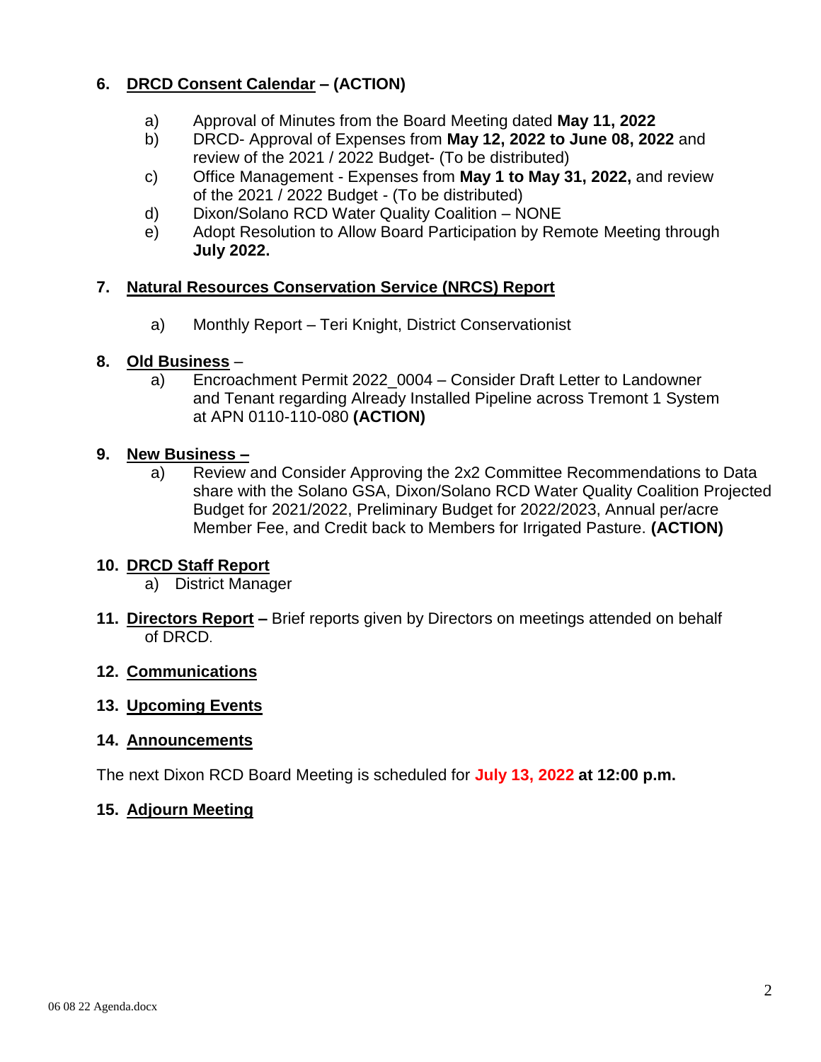6. **DRCD Consent Calendar – (ACTION)**

   a) Approval of Minutes from the Board Meeting dated **May 11, 2022**
   b) DRCD- Approval of Expenses from **May 12, 2022 to June 08, 2022** and review of the 2021 / 2022 Budget- (To be distributed)
   c) Office Management - Expenses from **May 1 to May 31, 2022,** and review of the 2021 / 2022 Budget - (To be distributed)
   d) Dixon/Solano RCD Water Quality Coalition – NONE
   e) Adopt Resolution to Allow Board Participation by Remote Meeting through **July 2022.**

7. **Natural Resources Conservation Service (NRCS) Report**

   a) Monthly Report – Teri Knight, District Conservationist

8. **Old Business** –

   a) Encroachment Permit 2022_0004 – Consider Draft Letter to Landowner and Tenant regarding Already Installed Pipeline across Tremont 1 System at APN 0110-110-080 **(ACTION)**

9. **New Business –**

   a) Review and Consider Approving the 2x2 Committee Recommendations to Data share with the Solano GSA, Dixon/Solano RCD Water Quality Coalition Projected Budget for 2021/2022, Preliminary Budget for 2022/2023, Annual per/acre Member Fee, and Credit back to Members for Irrigated Pasture. **(ACTION)**

10. **DRCD Staff Report**

    a) District Manager

11. **Directors Report –** Brief reports given by Directors on meetings attended on behalf of DRCD.

12. **Communications**

13. **Upcoming Events**

14. **Announcements**

The next Dixon RCD Board Meeting is scheduled for **July 13, 2022 at 12:00 p.m.**

15. **Adjourn Meeting**